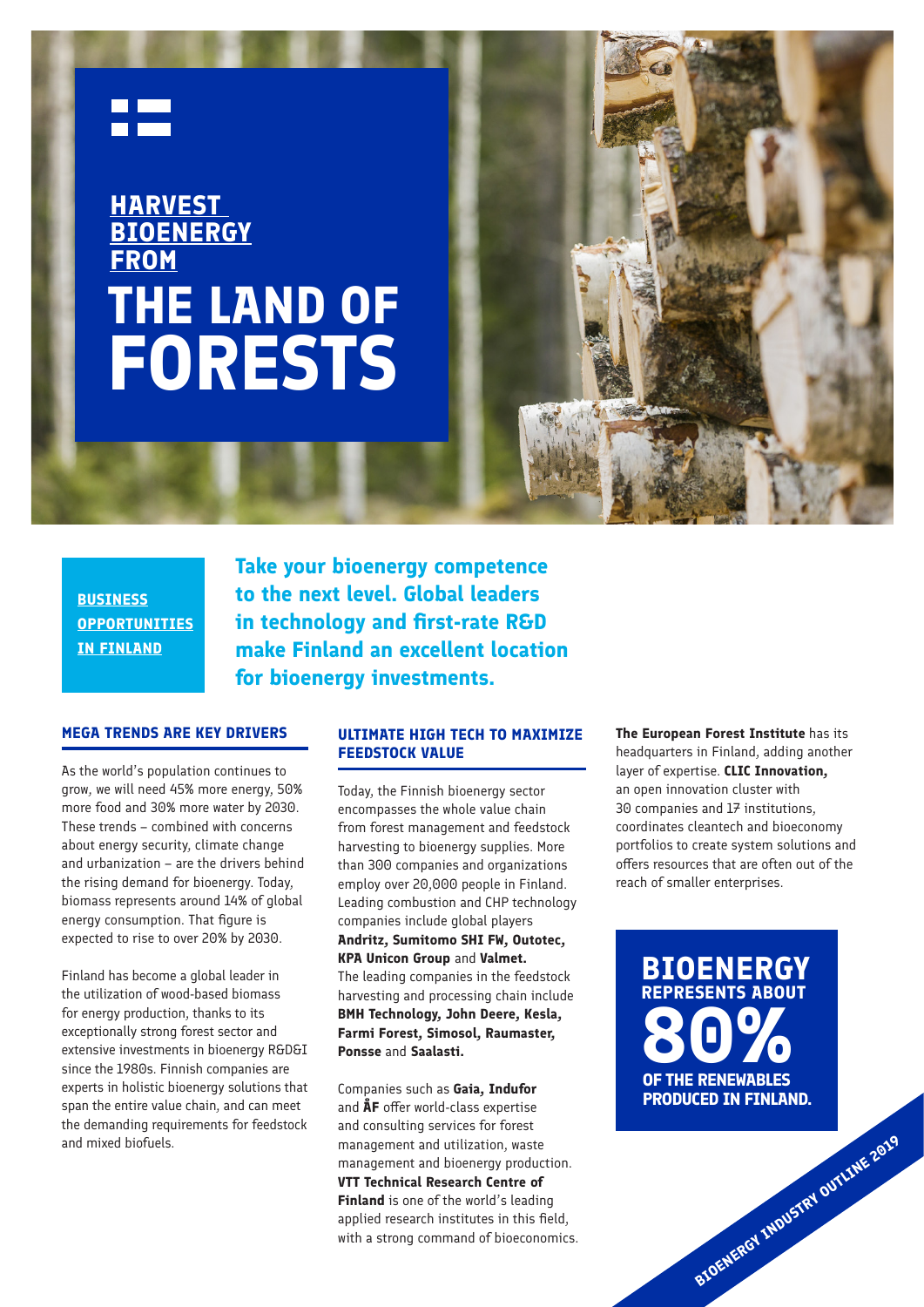# HARVEST BIOENERGY FROM THE LAND OF FORESTS

**BUSINESS OPPORTUNITIES IN FINLAND**

**Take your bioenergy competence to the next level. Global leaders in technology and first-rate R&D make Finland an excellent location for bioenergy investments.**

## MEGA TRENDS ARE KEY DRIVERS

As the world's population continues to grow, we will need 45% more energy, 50% more food and 30% more water by 2030. These trends – combined with concerns about energy security, climate change and urbanization – are the drivers behind the rising demand for bioenergy. Today, biomass represents around 14% of global energy consumption. That figure is expected to rise to over 20% by 2030.

Finland has become a global leader in the utilization of wood-based biomass for energy production, thanks to its exceptionally strong forest sector and extensive investments in bioenergy R&D&I since the 1980s. Finnish companies are experts in holistic bioenergy solutions that span the entire value chain, and can meet the demanding requirements for feedstock and mixed biofuels.

## ULTIMATE HIGH TECH TO MAXIMIZE FEEDSTOCK VALUE

Today, the Finnish bioenergy sector encompasses the whole value chain from forest management and feedstock harvesting to bioenergy supplies. More than 300 companies and organizations employ over 20,000 people in Finland. Leading combustion and CHP technology companies include global players **Andritz, Sumitomo SHI FW, Outotec, KPA Unicon Group** and **Valmet.** The leading companies in the feedstock harvesting and processing chain include **BMH Technology, John Deere, Kesla, Farmi Forest, Simosol, Raumaster, Ponsse** and **Saalasti.**

Companies such as **Gaia, Indufor** and **ÅF** offer world-class expertise and consulting services for forest management and utilization, waste management and bioenergy production. **VTT Technical Research Centre of Finland** is one of the world's leading applied research institutes in this field, with a strong command of bioeconomics.

**The European Forest Institute** has its headquarters in Finland, adding another layer of expertise. **CLIC Innovation,** an open innovation cluster with 30 companies and 17 institutions, coordinates cleantech and bioeconomy portfolios to create system solutions and offers resources that are often out of the reach of smaller enterprises.

**BIOENERGY REPRESENTS ABOUT 80% OF THE RENEWABLES PRODUCED IN FINLAND.**

BIOENERGY INDUSTRY OUTLINE 2019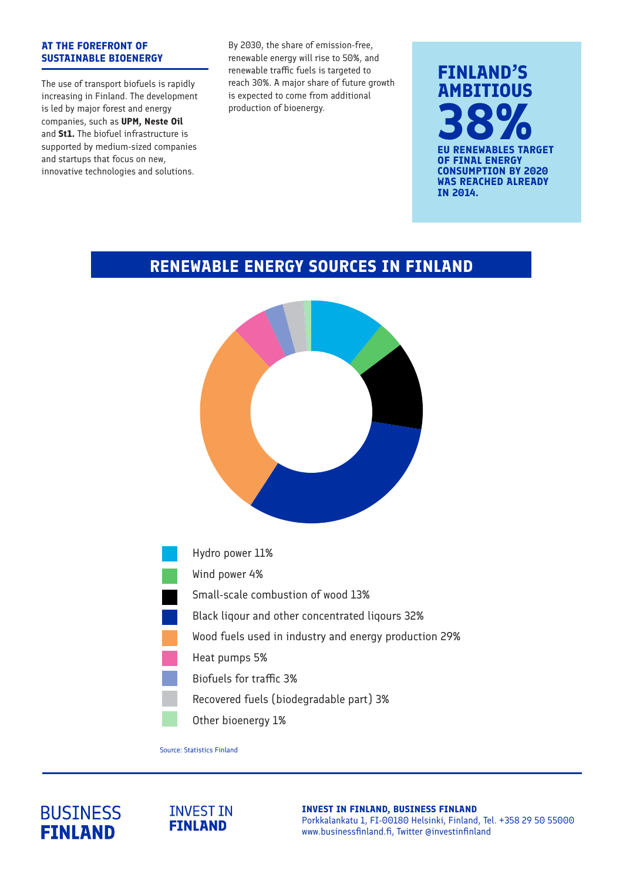## AT THE FOREFRONT OF SUSTAINABLE BIOENERGY

The use of transport biofuels is rapidly increasing in Finland. The development is led by major forest and energy companies, such as **UPM, Neste Oil** and **St1.** The biofuel infrastructure is supported by medium-sized companies and startups that focus on new, innovative technologies and solutions.

By 2030, the share of emission-free, renewable energy will rise to 50%, and renewable traffic fuels is targeted to reach 30%. A major share of future growth is expected to come from additional production of bioenergy.

**FINLAND'S AMBITIOUS 38% EU RENEWABLES TARGET OF FINAL ENERGY CONSUMPTION BY 2020 WAS REACHED ALREADY IN 2014.**

## RENEWABLE ENERGY SOURCES IN FINLAND

Hydro power 11%
Wind power 4%
Small-scale combustion of wood 13%
Black liqour and other concentrated liqours 32%
Wood fuels used in industry and energy production 29%
Heat pumps 5%
Biofuels for traffic 3%
Recovered fuels (biodegradable part) 3%
Other bioenergy 1%

Source: Statistics Finland

BUSINESS **FINLAND**

INVEST IN **FINLAND**

**INVEST IN FINLAND, BUSINESS FINLAND**
Porkkalankatu 1, FI-00180 Helsinki, Finland, Tel. +358 29 50 55000
www.businessfinland.fi, Twitter @investinfinland